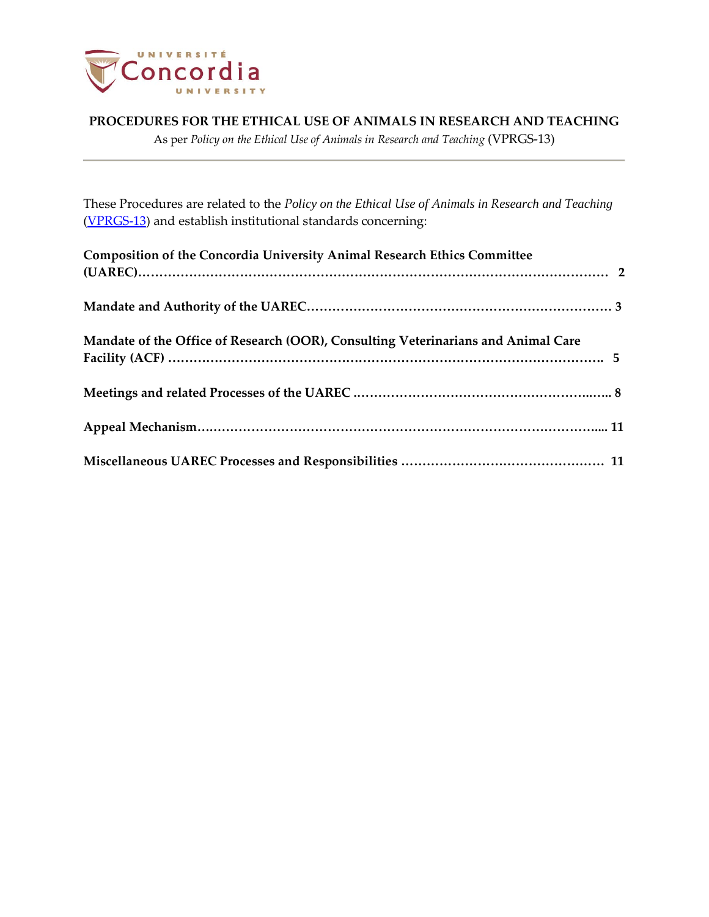**PROCEDURES FOR THE ETHICAL USE OF ANIMALS IN RESEARCH AND TEACHING**

As per *Policy on the Ethical Use of Animals in Research and Teaching* (VPRGS-13)

---

These Procedures are related to the *Policy on the Ethical Use of Animals in Research and Teaching* (VPRGS-13) and establish institutional standards concerning:

**Composition of the Concordia University Animal Research Ethics Committee (UAREC)………………………………………………………………………………………… 2**

**Mandate and Authority of the UAREC……………………………………………………………… 3**

**Mandate of the Office of Research (OOR), Consulting Veterinarians and Animal Care Facility (ACF) ………………………………………………………………………………………. 5**

**Meetings and related Processes of the UAREC ……………………………………………..….. 8**

**Appeal Mechanism………………………………………………………………………………….. 11**

**Miscellaneous UAREC Processes and Responsibilities ………………………………………… 11**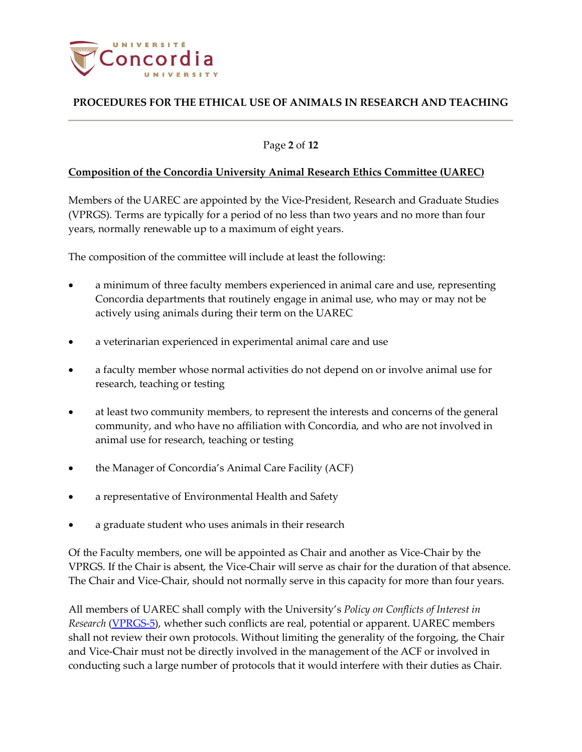## Composition of the Concordia University Animal Research Ethics Committee (UAREC)

Members of the UAREC are appointed by the Vice-President, Research and Graduate Studies (VPRGS). Terms are typically for a period of no less than two years and no more than four years, normally renewable up to a maximum of eight years.

The composition of the committee will include at least the following:

- a minimum of three faculty members experienced in animal care and use, representing Concordia departments that routinely engage in animal use, who may or may not be actively using animals during their term on the UAREC
- a veterinarian experienced in experimental animal care and use
- a faculty member whose normal activities do not depend on or involve animal use for research, teaching or testing
- at least two community members, to represent the interests and concerns of the general community, and who have no affiliation with Concordia, and who are not involved in animal use for research, teaching or testing
- the Manager of Concordia's Animal Care Facility (ACF)
- a representative of Environmental Health and Safety
- a graduate student who uses animals in their research

Of the Faculty members, one will be appointed as Chair and another as Vice-Chair by the VPRGS. If the Chair is absent, the Vice-Chair will serve as chair for the duration of that absence. The Chair and Vice-Chair, should not normally serve in this capacity for more than four years.

All members of UAREC shall comply with the University's *Policy on Conflicts of Interest in Research* (VPRGS-5), whether such conflicts are real, potential or apparent. UAREC members shall not review their own protocols. Without limiting the generality of the forgoing, the Chair and Vice-Chair must not be directly involved in the management of the ACF or involved in conducting such a large number of protocols that it would interfere with their duties as Chair.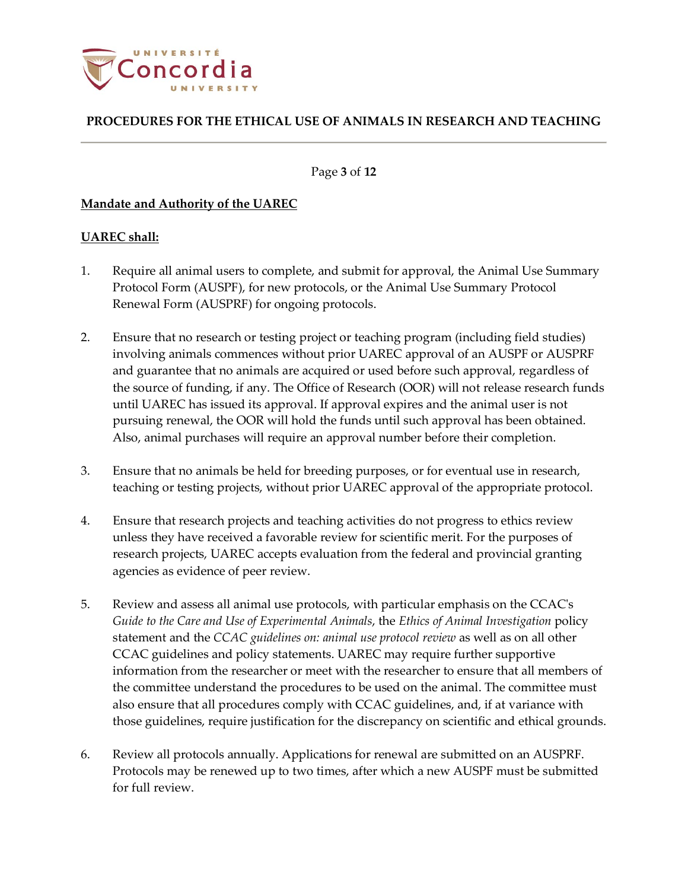**Mandate and Authority of the UAREC**

**UAREC shall:**

1. Require all animal users to complete, and submit for approval, the Animal Use Summary Protocol Form (AUSPF), for new protocols, or the Animal Use Summary Protocol Renewal Form (AUSPRF) for ongoing protocols.

2. Ensure that no research or testing project or teaching program (including field studies) involving animals commences without prior UAREC approval of an AUSPF or AUSPRF and guarantee that no animals are acquired or used before such approval, regardless of the source of funding, if any. The Office of Research (OOR) will not release research funds until UAREC has issued its approval. If approval expires and the animal user is not pursuing renewal, the OOR will hold the funds until such approval has been obtained. Also, animal purchases will require an approval number before their completion.

3. Ensure that no animals be held for breeding purposes, or for eventual use in research, teaching or testing projects, without prior UAREC approval of the appropriate protocol.

4. Ensure that research projects and teaching activities do not progress to ethics review unless they have received a favorable review for scientific merit. For the purposes of research projects, UAREC accepts evaluation from the federal and provincial granting agencies as evidence of peer review.

5. Review and assess all animal use protocols, with particular emphasis on the CCAC's *Guide to the Care and Use of Experimental Animals*, the *Ethics of Animal Investigation* policy statement and the *CCAC guidelines on: animal use protocol review* as well as on all other CCAC guidelines and policy statements. UAREC may require further supportive information from the researcher or meet with the researcher to ensure that all members of the committee understand the procedures to be used on the animal. The committee must also ensure that all procedures comply with CCAC guidelines, and, if at variance with those guidelines, require justification for the discrepancy on scientific and ethical grounds.

6. Review all protocols annually. Applications for renewal are submitted on an AUSPRF. Protocols may be renewed up to two times, after which a new AUSPF must be submitted for full review.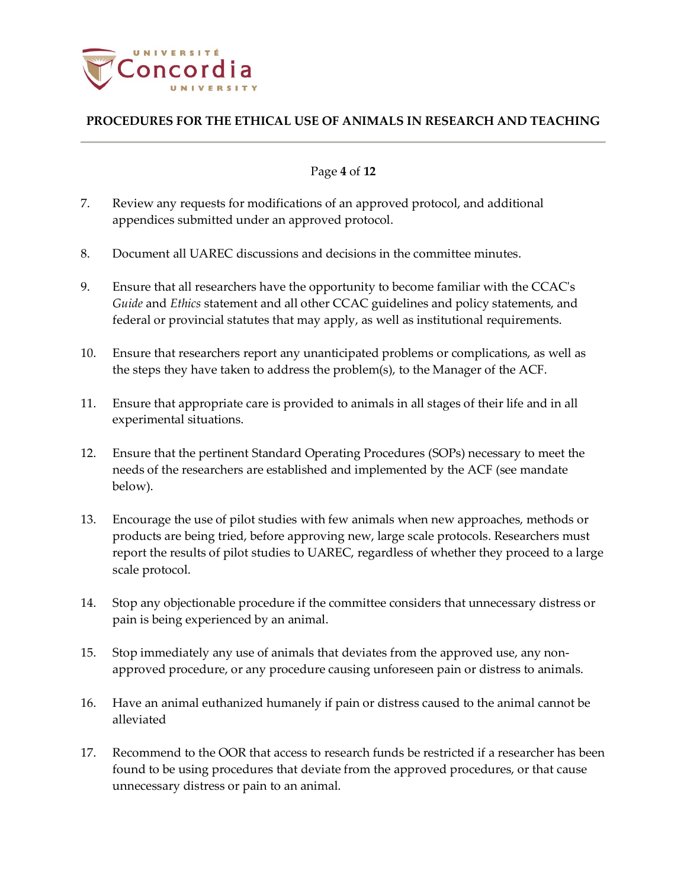7. Review any requests for modifications of an approved protocol, and additional appendices submitted under an approved protocol.

8. Document all UAREC discussions and decisions in the committee minutes.

9. Ensure that all researchers have the opportunity to become familiar with the CCAC's *Guide* and *Ethics* statement and all other CCAC guidelines and policy statements, and federal or provincial statutes that may apply, as well as institutional requirements.

10. Ensure that researchers report any unanticipated problems or complications, as well as the steps they have taken to address the problem(s), to the Manager of the ACF.

11. Ensure that appropriate care is provided to animals in all stages of their life and in all experimental situations.

12. Ensure that the pertinent Standard Operating Procedures (SOPs) necessary to meet the needs of the researchers are established and implemented by the ACF (see mandate below).

13. Encourage the use of pilot studies with few animals when new approaches, methods or products are being tried, before approving new, large scale protocols. Researchers must report the results of pilot studies to UAREC, regardless of whether they proceed to a large scale protocol.

14. Stop any objectionable procedure if the committee considers that unnecessary distress or pain is being experienced by an animal.

15. Stop immediately any use of animals that deviates from the approved use, any non-approved procedure, or any procedure causing unforeseen pain or distress to animals.

16. Have an animal euthanized humanely if pain or distress caused to the animal cannot be alleviated

17. Recommend to the OOR that access to research funds be restricted if a researcher has been found to be using procedures that deviate from the approved procedures, or that cause unnecessary distress or pain to an animal.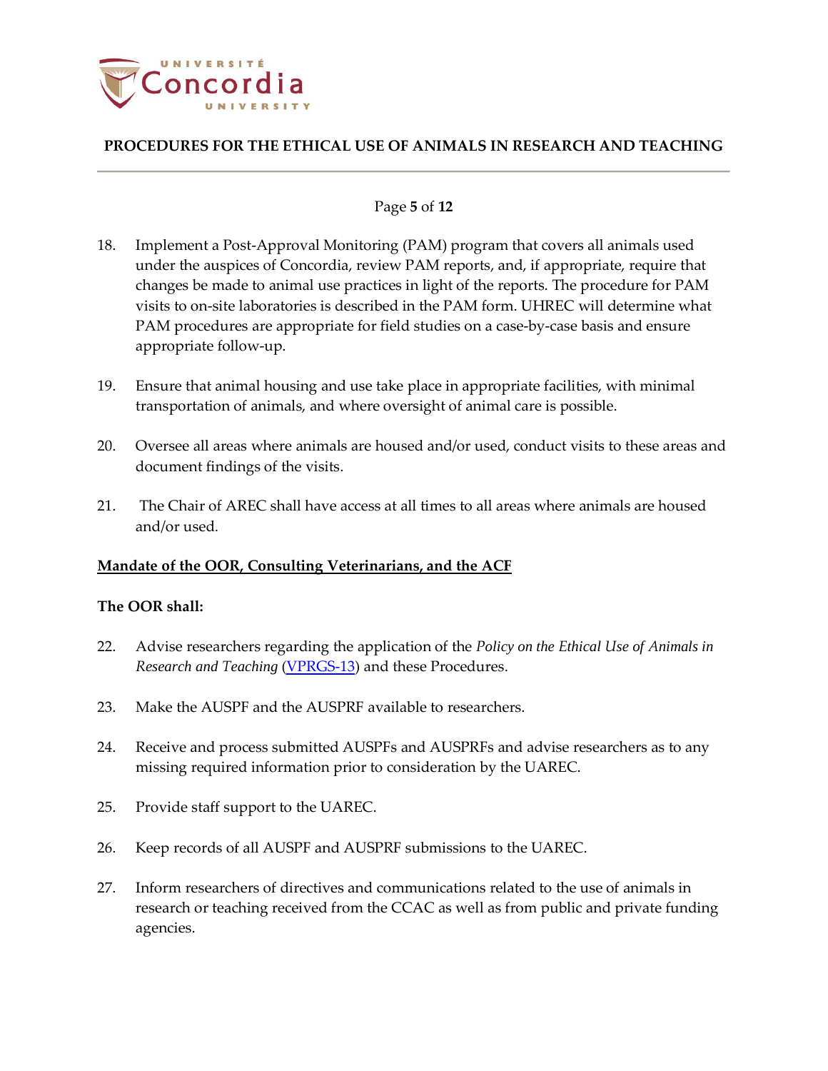18. Implement a Post-Approval Monitoring (PAM) program that covers all animals used under the auspices of Concordia, review PAM reports, and, if appropriate, require that changes be made to animal use practices in light of the reports. The procedure for PAM visits to on-site laboratories is described in the PAM form. UHREC will determine what PAM procedures are appropriate for field studies on a case-by-case basis and ensure appropriate follow-up.

19. Ensure that animal housing and use take place in appropriate facilities, with minimal transportation of animals, and where oversight of animal care is possible.

20. Oversee all areas where animals are housed and/or used, conduct visits to these areas and document findings of the visits.

21. The Chair of AREC shall have access at all times to all areas where animals are housed and/or used.

**Mandate of the OOR, Consulting Veterinarians, and the ACF**

**The OOR shall:**

22. Advise researchers regarding the application of the *Policy on the Ethical Use of Animals in Research and Teaching* (VPRGS-13) and these Procedures.

23. Make the AUSPF and the AUSPRF available to researchers.

24. Receive and process submitted AUSPFs and AUSPRFs and advise researchers as to any missing required information prior to consideration by the UAREC.

25. Provide staff support to the UAREC.

26. Keep records of all AUSPF and AUSPRF submissions to the UAREC.

27. Inform researchers of directives and communications related to the use of animals in research or teaching received from the CCAC as well as from public and private funding agencies.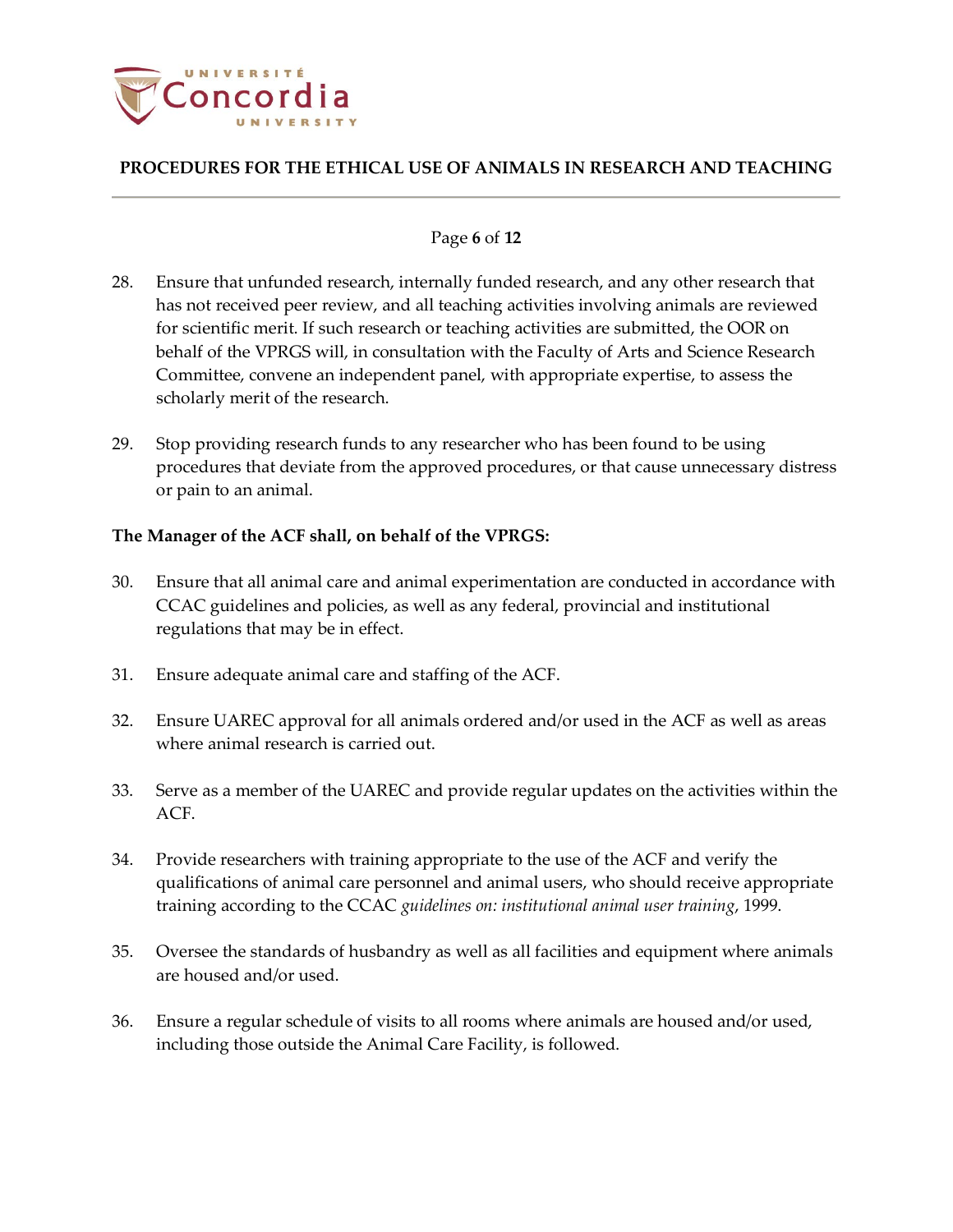28. Ensure that unfunded research, internally funded research, and any other research that has not received peer review, and all teaching activities involving animals are reviewed for scientific merit. If such research or teaching activities are submitted, the OOR on behalf of the VPRGS will, in consultation with the Faculty of Arts and Science Research Committee, convene an independent panel, with appropriate expertise, to assess the scholarly merit of the research.

29. Stop providing research funds to any researcher who has been found to be using procedures that deviate from the approved procedures, or that cause unnecessary distress or pain to an animal.

**The Manager of the ACF shall, on behalf of the VPRGS:**

30. Ensure that all animal care and animal experimentation are conducted in accordance with CCAC guidelines and policies, as well as any federal, provincial and institutional regulations that may be in effect.

31. Ensure adequate animal care and staffing of the ACF.

32. Ensure UAREC approval for all animals ordered and/or used in the ACF as well as areas where animal research is carried out.

33. Serve as a member of the UAREC and provide regular updates on the activities within the ACF.

34. Provide researchers with training appropriate to the use of the ACF and verify the qualifications of animal care personnel and animal users, who should receive appropriate training according to the CCAC *guidelines on: institutional animal user training*, 1999.

35. Oversee the standards of husbandry as well as all facilities and equipment where animals are housed and/or used.

36. Ensure a regular schedule of visits to all rooms where animals are housed and/or used, including those outside the Animal Care Facility, is followed.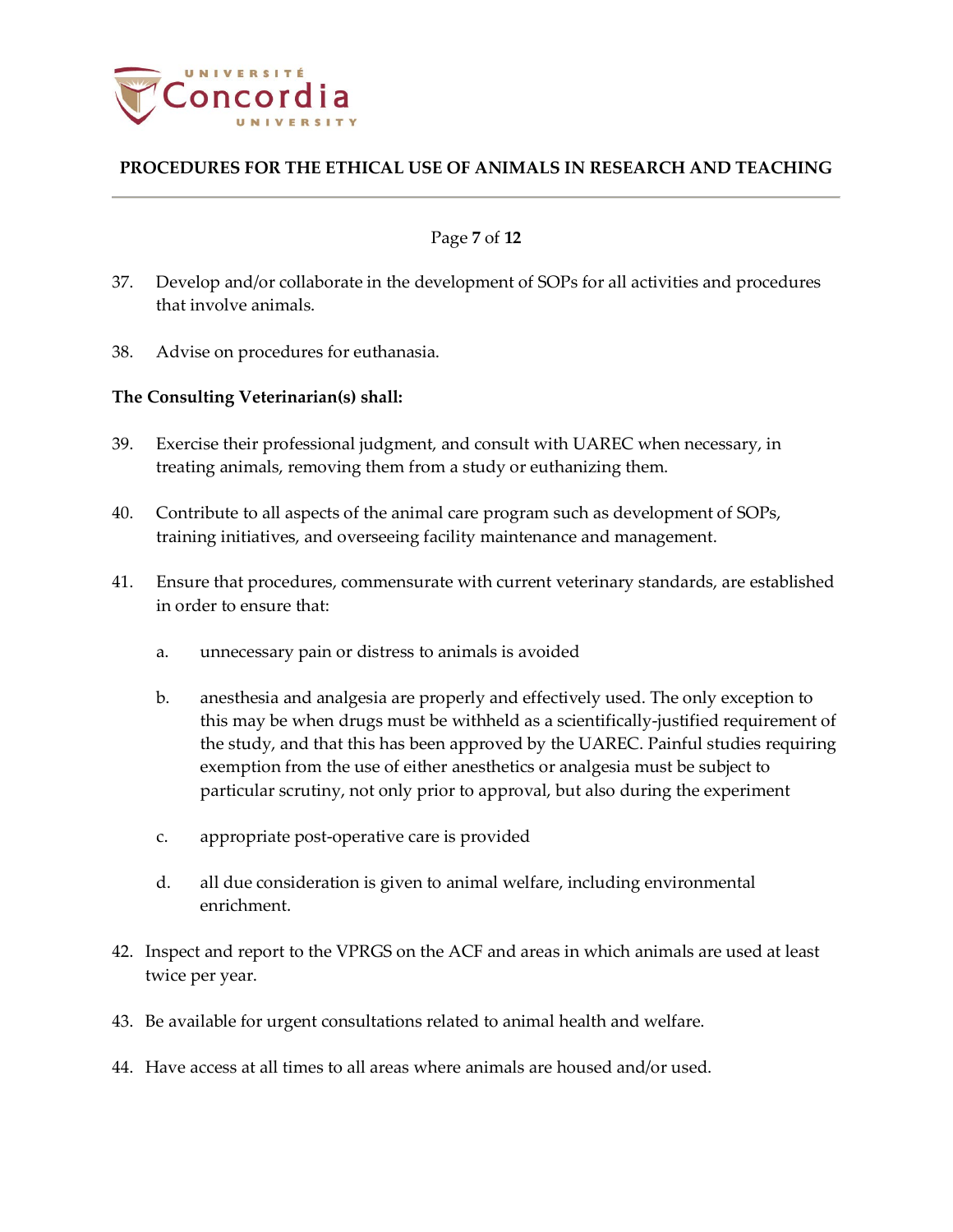37. Develop and/or collaborate in the development of SOPs for all activities and procedures that involve animals.

38. Advise on procedures for euthanasia.

**The Consulting Veterinarian(s) shall:**

39. Exercise their professional judgment, and consult with UAREC when necessary, in treating animals, removing them from a study or euthanizing them.

40. Contribute to all aspects of the animal care program such as development of SOPs, training initiatives, and overseeing facility maintenance and management.

41. Ensure that procedures, commensurate with current veterinary standards, are established in order to ensure that:

    a. unnecessary pain or distress to animals is avoided

    b. anesthesia and analgesia are properly and effectively used. The only exception to this may be when drugs must be withheld as a scientifically-justified requirement of the study, and that this has been approved by the UAREC. Painful studies requiring exemption from the use of either anesthetics or analgesia must be subject to particular scrutiny, not only prior to approval, but also during the experiment

    c. appropriate post-operative care is provided

    d. all due consideration is given to animal welfare, including environmental enrichment.

42. Inspect and report to the VPRGS on the ACF and areas in which animals are used at least twice per year.

43. Be available for urgent consultations related to animal health and welfare.

44. Have access at all times to all areas where animals are housed and/or used.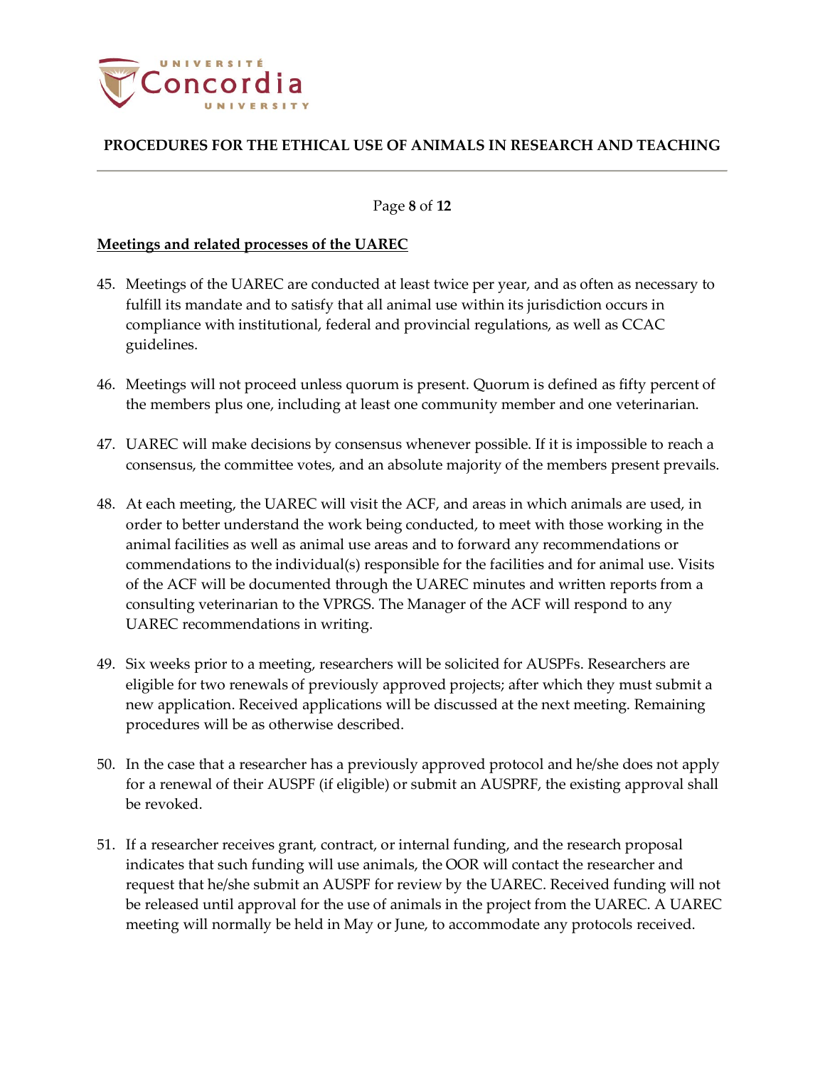**Meetings and related processes of the UAREC**

45. Meetings of the UAREC are conducted at least twice per year, and as often as necessary to fulfill its mandate and to satisfy that all animal use within its jurisdiction occurs in compliance with institutional, federal and provincial regulations, as well as CCAC guidelines.

46. Meetings will not proceed unless quorum is present. Quorum is defined as fifty percent of the members plus one, including at least one community member and one veterinarian.

47. UAREC will make decisions by consensus whenever possible. If it is impossible to reach a consensus, the committee votes, and an absolute majority of the members present prevails.

48. At each meeting, the UAREC will visit the ACF, and areas in which animals are used, in order to better understand the work being conducted, to meet with those working in the animal facilities as well as animal use areas and to forward any recommendations or commendations to the individual(s) responsible for the facilities and for animal use. Visits of the ACF will be documented through the UAREC minutes and written reports from a consulting veterinarian to the VPRGS. The Manager of the ACF will respond to any UAREC recommendations in writing.

49. Six weeks prior to a meeting, researchers will be solicited for AUSPFs. Researchers are eligible for two renewals of previously approved projects; after which they must submit a new application. Received applications will be discussed at the next meeting. Remaining procedures will be as otherwise described.

50. In the case that a researcher has a previously approved protocol and he/she does not apply for a renewal of their AUSPF (if eligible) or submit an AUSPRF, the existing approval shall be revoked.

51. If a researcher receives grant, contract, or internal funding, and the research proposal indicates that such funding will use animals, the OOR will contact the researcher and request that he/she submit an AUSPF for review by the UAREC. Received funding will not be released until approval for the use of animals in the project from the UAREC. A UAREC meeting will normally be held in May or June, to accommodate any protocols received.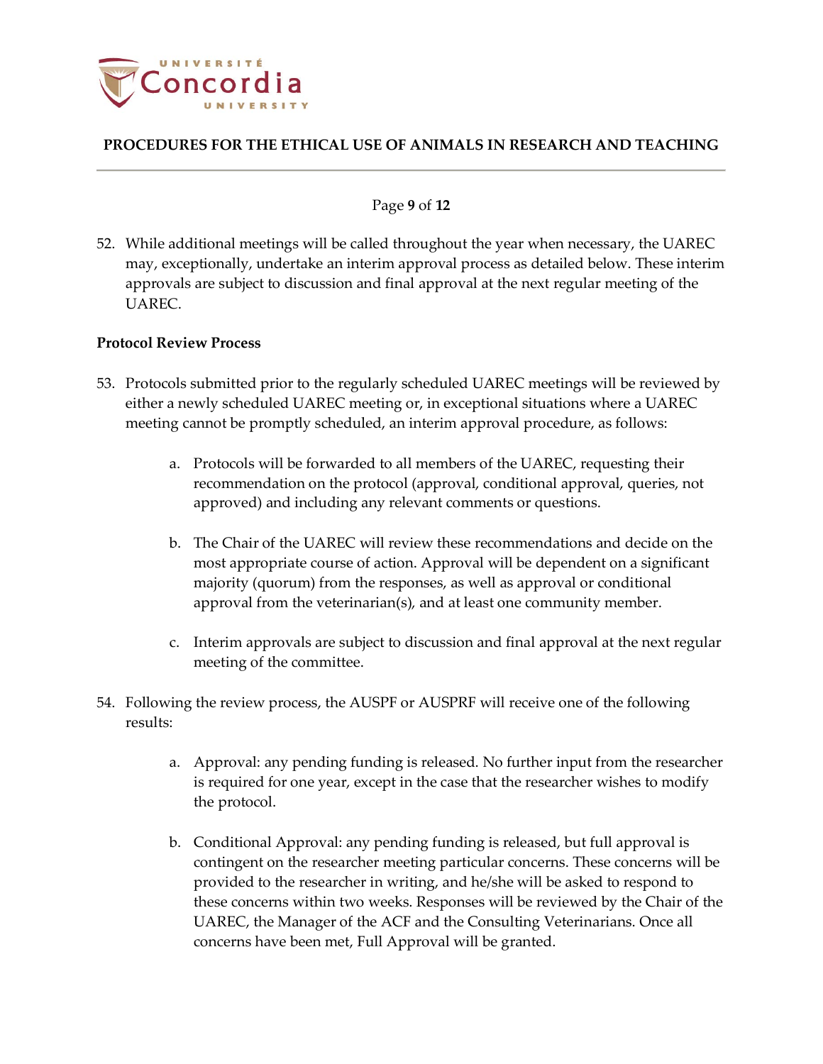52. While additional meetings will be called throughout the year when necessary, the UAREC may, exceptionally, undertake an interim approval process as detailed below. These interim approvals are subject to discussion and final approval at the next regular meeting of the UAREC.

**Protocol Review Process**

53. Protocols submitted prior to the regularly scheduled UAREC meetings will be reviewed by either a newly scheduled UAREC meeting or, in exceptional situations where a UAREC meeting cannot be promptly scheduled, an interim approval procedure, as follows:

    a. Protocols will be forwarded to all members of the UAREC, requesting their recommendation on the protocol (approval, conditional approval, queries, not approved) and including any relevant comments or questions.

    b. The Chair of the UAREC will review these recommendations and decide on the most appropriate course of action. Approval will be dependent on a significant majority (quorum) from the responses, as well as approval or conditional approval from the veterinarian(s), and at least one community member.

    c. Interim approvals are subject to discussion and final approval at the next regular meeting of the committee.

54. Following the review process, the AUSPF or AUSPRF will receive one of the following results:

    a. Approval: any pending funding is released. No further input from the researcher is required for one year, except in the case that the researcher wishes to modify the protocol.

    b. Conditional Approval: any pending funding is released, but full approval is contingent on the researcher meeting particular concerns. These concerns will be provided to the researcher in writing, and he/she will be asked to respond to these concerns within two weeks. Responses will be reviewed by the Chair of the UAREC, the Manager of the ACF and the Consulting Veterinarians. Once all concerns have been met, Full Approval will be granted.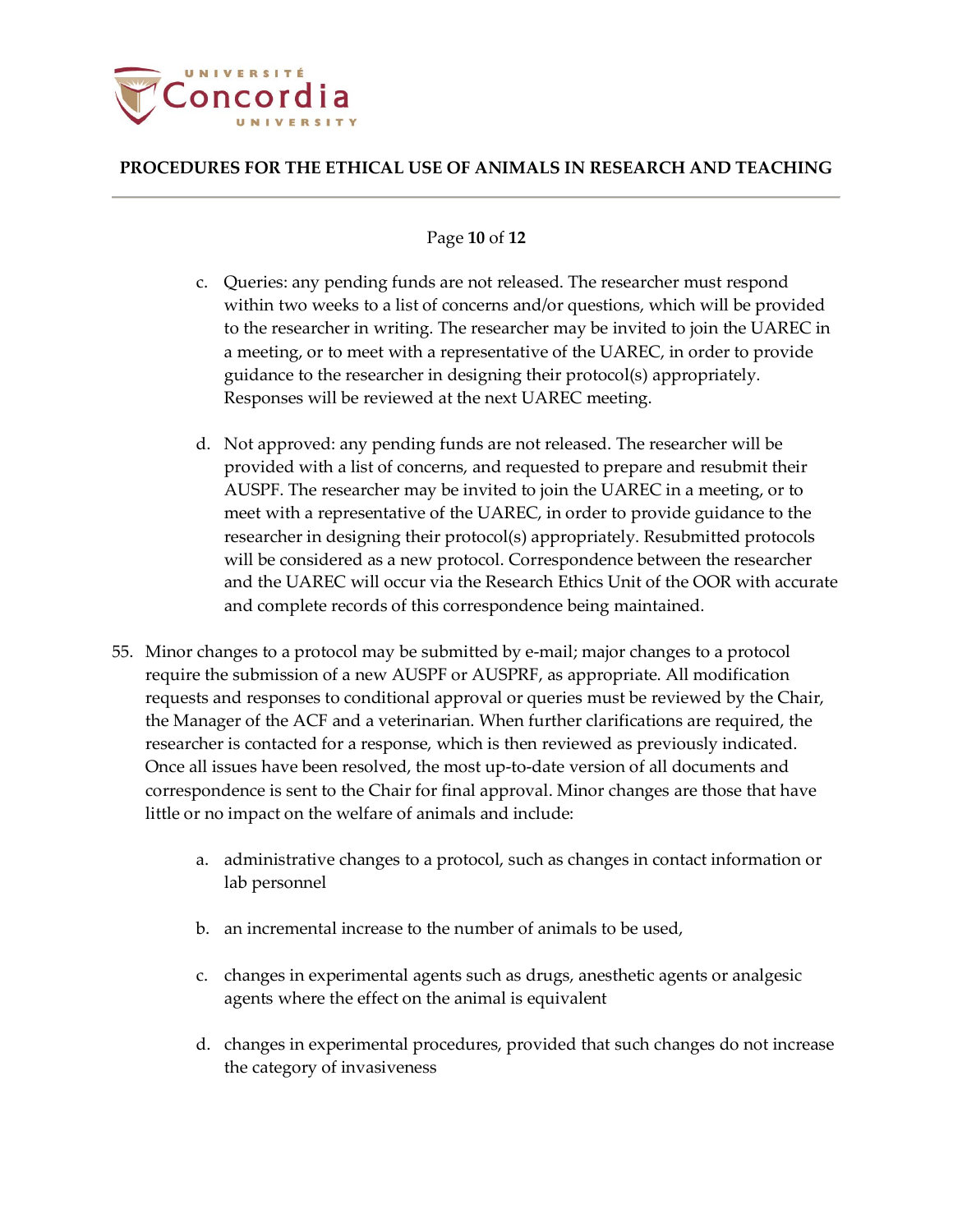c. Queries: any pending funds are not released. The researcher must respond within two weeks to a list of concerns and/or questions, which will be provided to the researcher in writing. The researcher may be invited to join the UAREC in a meeting, or to meet with a representative of the UAREC, in order to provide guidance to the researcher in designing their protocol(s) appropriately. Responses will be reviewed at the next UAREC meeting.

   d. Not approved: any pending funds are not released. The researcher will be provided with a list of concerns, and requested to prepare and resubmit their AUSPF. The researcher may be invited to join the UAREC in a meeting, or to meet with a representative of the UAREC, in order to provide guidance to the researcher in designing their protocol(s) appropriately. Resubmitted protocols will be considered as a new protocol. Correspondence between the researcher and the UAREC will occur via the Research Ethics Unit of the OOR with accurate and complete records of this correspondence being maintained.

55. Minor changes to a protocol may be submitted by e-mail; major changes to a protocol require the submission of a new AUSPF or AUSPRF, as appropriate. All modification requests and responses to conditional approval or queries must be reviewed by the Chair, the Manager of the ACF and a veterinarian. When further clarifications are required, the researcher is contacted for a response, which is then reviewed as previously indicated. Once all issues have been resolved, the most up-to-date version of all documents and correspondence is sent to the Chair for final approval. Minor changes are those that have little or no impact on the welfare of animals and include:

   a. administrative changes to a protocol, such as changes in contact information or lab personnel

   b. an incremental increase to the number of animals to be used,

   c. changes in experimental agents such as drugs, anesthetic agents or analgesic agents where the effect on the animal is equivalent

   d. changes in experimental procedures, provided that such changes do not increase the category of invasiveness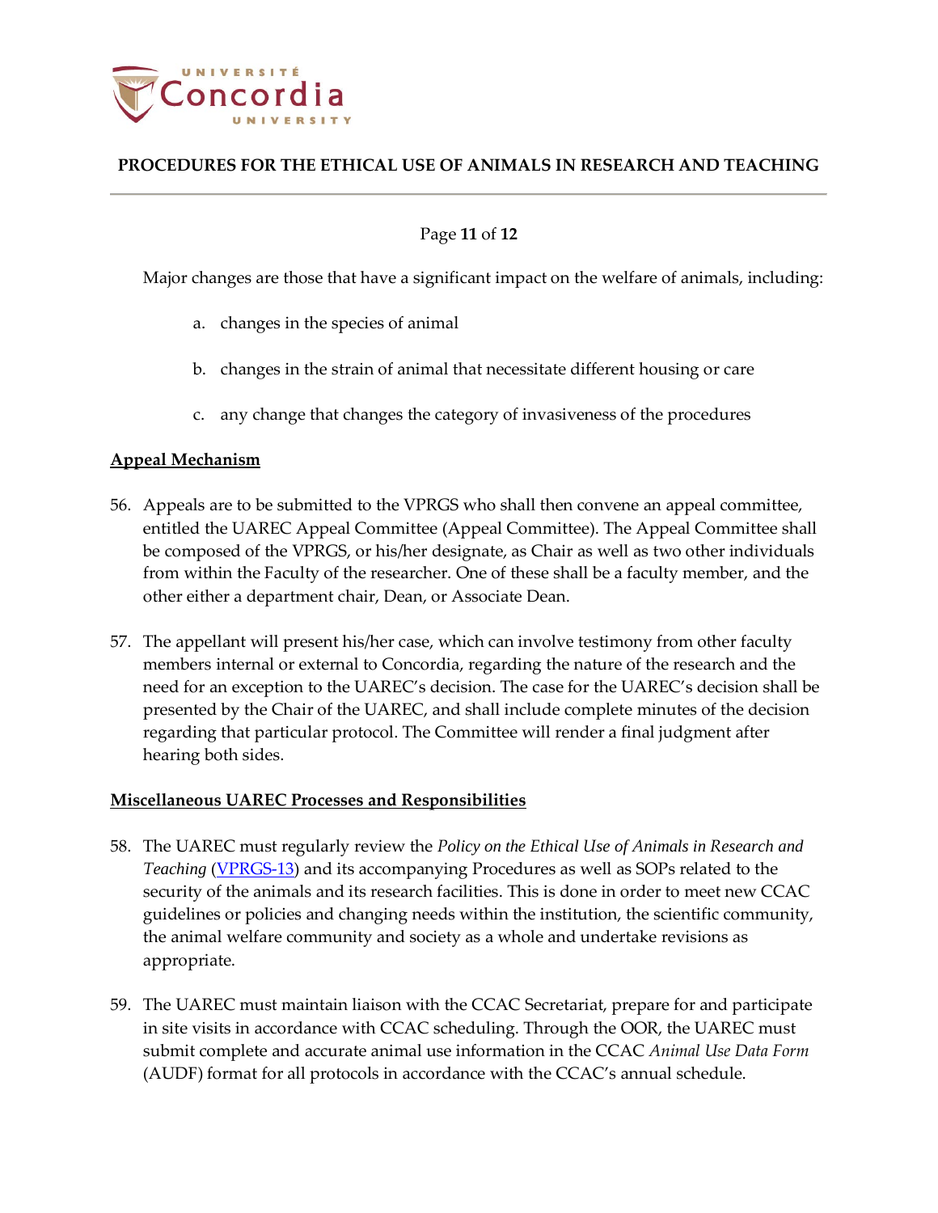Major changes are those that have a significant impact on the welfare of animals, including:

a. changes in the species of animal

b. changes in the strain of animal that necessitate different housing or care

c. any change that changes the category of invasiveness of the procedures

**Appeal Mechanism**

56. Appeals are to be submitted to the VPRGS who shall then convene an appeal committee, entitled the UAREC Appeal Committee (Appeal Committee). The Appeal Committee shall be composed of the VPRGS, or his/her designate, as Chair as well as two other individuals from within the Faculty of the researcher. One of these shall be a faculty member, and the other either a department chair, Dean, or Associate Dean.

57. The appellant will present his/her case, which can involve testimony from other faculty members internal or external to Concordia, regarding the nature of the research and the need for an exception to the UAREC's decision. The case for the UAREC's decision shall be presented by the Chair of the UAREC, and shall include complete minutes of the decision regarding that particular protocol. The Committee will render a final judgment after hearing both sides.

**Miscellaneous UAREC Processes and Responsibilities**

58. The UAREC must regularly review the *Policy on the Ethical Use of Animals in Research and Teaching* (VPRGS-13) and its accompanying Procedures as well as SOPs related to the security of the animals and its research facilities. This is done in order to meet new CCAC guidelines or policies and changing needs within the institution, the scientific community, the animal welfare community and society as a whole and undertake revisions as appropriate.

59. The UAREC must maintain liaison with the CCAC Secretariat, prepare for and participate in site visits in accordance with CCAC scheduling. Through the OOR, the UAREC must submit complete and accurate animal use information in the CCAC *Animal Use Data Form* (AUDF) format for all protocols in accordance with the CCAC's annual schedule.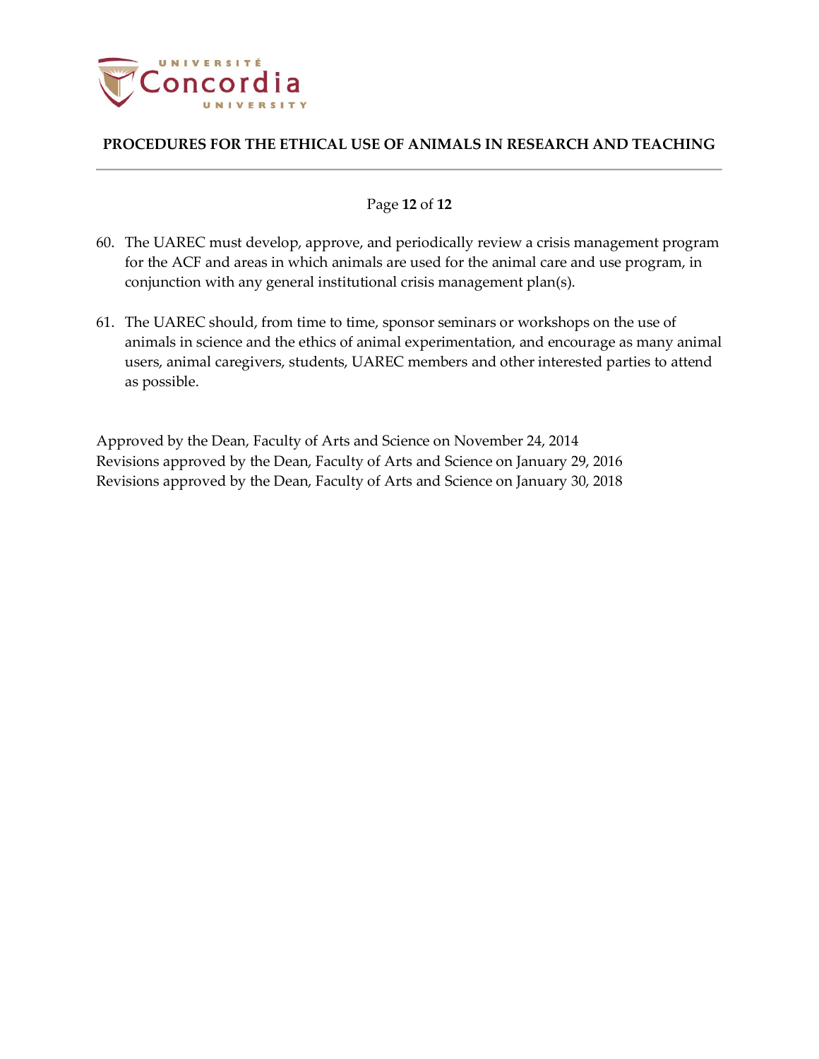60. The UAREC must develop, approve, and periodically review a crisis management program for the ACF and areas in which animals are used for the animal care and use program, in conjunction with any general institutional crisis management plan(s).

61. The UAREC should, from time to time, sponsor seminars or workshops on the use of animals in science and the ethics of animal experimentation, and encourage as many animal users, animal caregivers, students, UAREC members and other interested parties to attend as possible.

Approved by the Dean, Faculty of Arts and Science on November 24, 2014
Revisions approved by the Dean, Faculty of Arts and Science on January 29, 2016
Revisions approved by the Dean, Faculty of Arts and Science on January 30, 2018